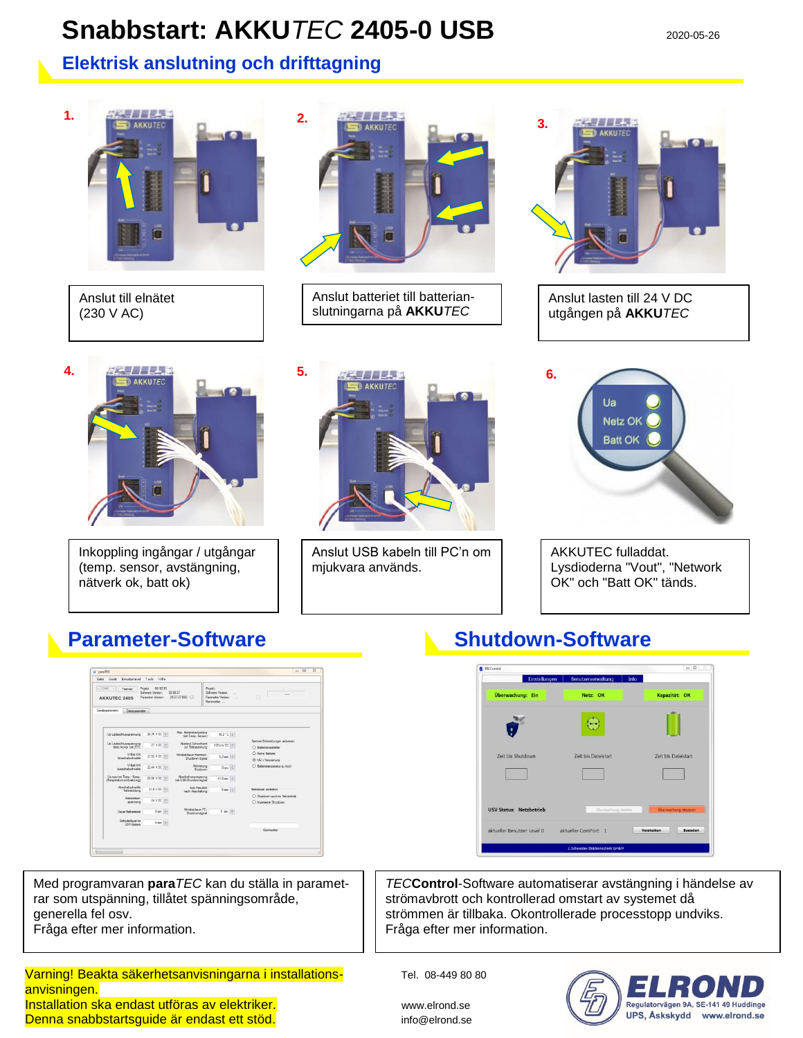# Snabbstart: AKKU*TEC* 2405-0 USB

2020-05-26

## Elektrisk anslutning och drifttagning

**1.**

Anslut till elnätet (230 V AC)

**2.**

Anslut batteriet till batterianslutningarna på **AKKU***TEC*

**3.**

Anslut lasten till 24 V DC utgången på **AKKU***TEC*

**4.**

Inkoppling ingångar / utgångar (temp. sensor, avstängning, nätverk ok, batt ok)

**5.**

Anslut USB kabeln till PC'n om mjukvara används.

**6.**

AKKUTEC fulladdat. Lysdioderna "Vout", "Network OK" och "Batt OK" tänds.

## Parameter-Software

Med programvaran **para***TEC* kan du ställa in parametrar som utspänning, tillåtet spänningsområde, generella fel osv.
Fråga efter mer information.

## Shutdown-Software

*TEC***Control**-Software automatiserar avstängning i händelse av strömavbrott och kontrollerad omstart av systemet då strömmen är tillbaka. Okontrollerade processtopp undviks.
Fråga efter mer information.

Varning! Beakta säkerhetsanvisningarna i installationsanvisningen.
Installation ska endast utföras av elektriker.
Denna snabbstartsguide är endast ett stöd.

Tel. 08-449 80 80

www.elrond.se
info@elrond.se

ELROND
Regulatorvägen 9A, SE-141 49 Huddinge
UPS, Åskskydd www.elrond.se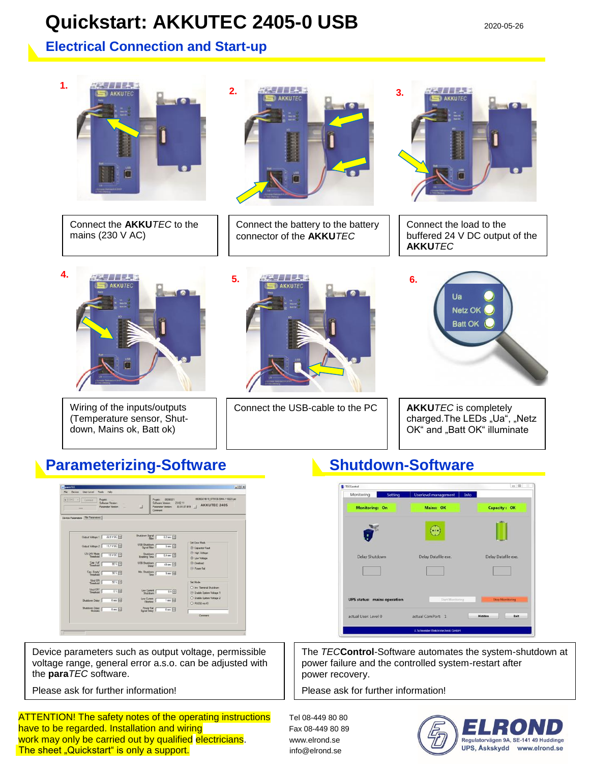# Quickstart: AKKUTEC 2405-0 USB

2020-05-26

## Electrical Connection and Start-up

1.

Connect the **AKKU***TEC* to the mains (230 V AC)

2.

Connect the battery to the battery connector of the **AKKU***TEC*

3.

Connect the load to the buffered 24 V DC output of the **AKKU***TEC*

4.

Wiring of the inputs/outputs (Temperature sensor, Shut-down, Mains ok, Batt ok)

5.

Connect the USB-cable to the PC

6.

**AKKU***TEC* is completely charged.The LEDs „Ua", „Netz OK" and „Batt OK" illuminate

## Parameterizing-Software

Device parameters such as output voltage, permissible voltage range, general error a.s.o. can be adjusted with the **para***TEC* software.

Please ask for further information!

## Shutdown-Software

The *TEC***Control**-Software automates the system-shutdown at power failure and the controlled system-restart after power recovery.

Please ask for further information!

ATTENTION! The safety notes of the operating instructions have to be regarded. Installation and wiring work may only be carried out by qualified electricians. The sheet „Quickstart" is only a support.

Tel 08-449 80 80
Fax 08-449 80 89
www.elrond.se
info@elrond.se

ELROND
Regulatorvägen 9A, SE-141 49 Huddinge
UPS, Åskskydd www.elrond.se